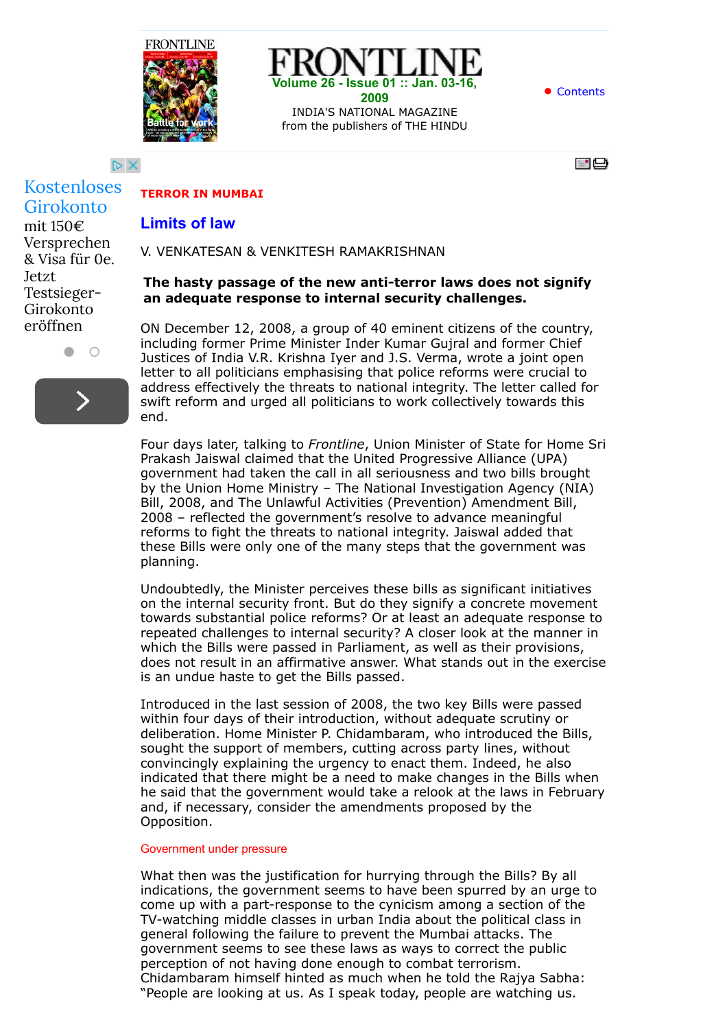**TERROR IN MUMBAI**

# Limits of law

V. VENKATESAN & VENKITESH RAMAKRISHNAN

**The hasty passage of the new anti-terror laws does not signify an adequate response to internal security challenges.**

ON December 12, 2008, a group of 40 eminent citizens of the country, including former Prime Minister Inder Kumar Gujral and former Chief Justices of India V.R. Krishna Iyer and J.S. Verma, wrote a joint open letter to all politicians emphasising that police reforms were crucial to address effectively the threats to national integrity. The letter called for swift reform and urged all politicians to work collectively towards this end.

Four days later, talking to *Frontline*, Union Minister of State for Home Sri Prakash Jaiswal claimed that the United Progressive Alliance (UPA) government had taken the call in all seriousness and two bills brought by the Union Home Ministry – The National Investigation Agency (NIA) Bill, 2008, and The Unlawful Activities (Prevention) Amendment Bill, 2008 – reflected the government's resolve to advance meaningful reforms to fight the threats to national integrity. Jaiswal added that these Bills were only one of the many steps that the government was planning.

Undoubtedly, the Minister perceives these bills as significant initiatives on the internal security front. But do they signify a concrete movement towards substantial police reforms? Or at least an adequate response to repeated challenges to internal security? A closer look at the manner in which the Bills were passed in Parliament, as well as their provisions, does not result in an affirmative answer. What stands out in the exercise is an undue haste to get the Bills passed.

Introduced in the last session of 2008, the two key Bills were passed within four days of their introduction, without adequate scrutiny or deliberation. Home Minister P. Chidambaram, who introduced the Bills, sought the support of members, cutting across party lines, without convincingly explaining the urgency to enact them. Indeed, he also indicated that there might be a need to make changes in the Bills when he said that the government would take a relook at the laws in February and, if necessary, consider the amendments proposed by the Opposition.

## Government under pressure

What then was the justification for hurrying through the Bills? By all indications, the government seems to have been spurred by an urge to come up with a part-response to the cynicism among a section of the TV-watching middle classes in urban India about the political class in general following the failure to prevent the Mumbai attacks. The government seems to see these laws as ways to correct the public perception of not having done enough to combat terrorism. Chidambaram himself hinted as much when he told the Rajya Sabha: "People are looking at us. As I speak today, people are watching us.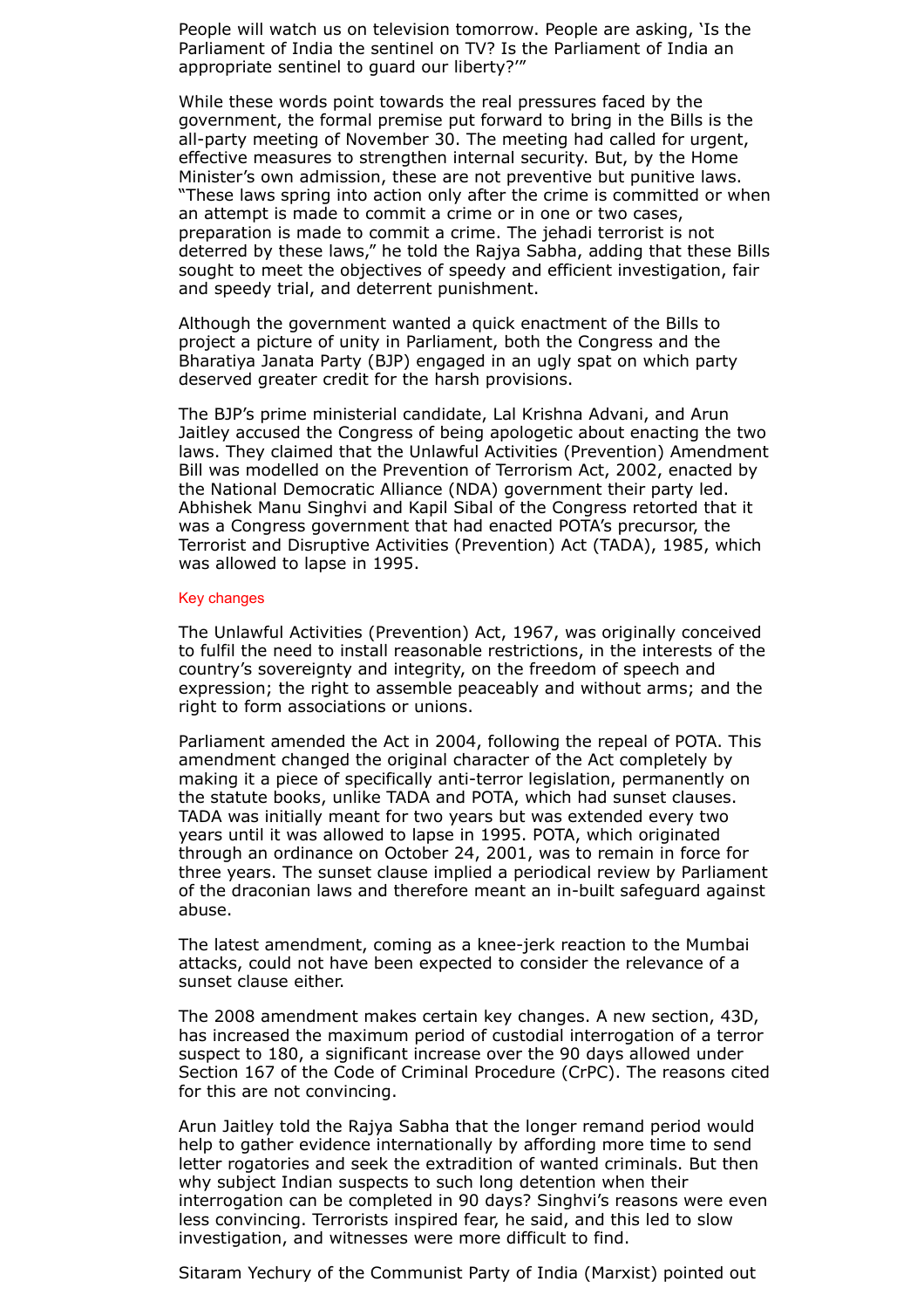People will watch us on television tomorrow. People are asking, 'Is the Parliament of India the sentinel on TV? Is the Parliament of India an appropriate sentinel to guard our liberty?'"

While these words point towards the real pressures faced by the government, the formal premise put forward to bring in the Bills is the all-party meeting of November 30. The meeting had called for urgent, effective measures to strengthen internal security. But, by the Home Minister's own admission, these are not preventive but punitive laws. "These laws spring into action only after the crime is committed or when an attempt is made to commit a crime or in one or two cases, preparation is made to commit a crime. The jehadi terrorist is not deterred by these laws," he told the Rajya Sabha, adding that these Bills sought to meet the objectives of speedy and efficient investigation, fair and speedy trial, and deterrent punishment.

Although the government wanted a quick enactment of the Bills to project a picture of unity in Parliament, both the Congress and the Bharatiya Janata Party (BJP) engaged in an ugly spat on which party deserved greater credit for the harsh provisions.

The BJP's prime ministerial candidate, Lal Krishna Advani, and Arun Jaitley accused the Congress of being apologetic about enacting the two laws. They claimed that the Unlawful Activities (Prevention) Amendment Bill was modelled on the Prevention of Terrorism Act, 2002, enacted by the National Democratic Alliance (NDA) government their party led. Abhishek Manu Singhvi and Kapil Sibal of the Congress retorted that it was a Congress government that had enacted POTA's precursor, the Terrorist and Disruptive Activities (Prevention) Act (TADA), 1985, which was allowed to lapse in 1995.

### Key changes

The Unlawful Activities (Prevention) Act, 1967, was originally conceived to fulfil the need to install reasonable restrictions, in the interests of the country's sovereignty and integrity, on the freedom of speech and expression; the right to assemble peaceably and without arms; and the right to form associations or unions.

Parliament amended the Act in 2004, following the repeal of POTA. This amendment changed the original character of the Act completely by making it a piece of specifically anti-terror legislation, permanently on the statute books, unlike TADA and POTA, which had sunset clauses. TADA was initially meant for two years but was extended every two years until it was allowed to lapse in 1995. POTA, which originated through an ordinance on October 24, 2001, was to remain in force for three years. The sunset clause implied a periodical review by Parliament of the draconian laws and therefore meant an in-built safeguard against abuse.

The latest amendment, coming as a knee-jerk reaction to the Mumbai attacks, could not have been expected to consider the relevance of a sunset clause either.

The 2008 amendment makes certain key changes. A new section, 43D, has increased the maximum period of custodial interrogation of a terror suspect to 180, a significant increase over the 90 days allowed under Section 167 of the Code of Criminal Procedure (CrPC). The reasons cited for this are not convincing.

Arun Jaitley told the Rajya Sabha that the longer remand period would help to gather evidence internationally by affording more time to send letter rogatories and seek the extradition of wanted criminals. But then why subject Indian suspects to such long detention when their interrogation can be completed in 90 days? Singhvi's reasons were even less convincing. Terrorists inspired fear, he said, and this led to slow investigation, and witnesses were more difficult to find.

Sitaram Yechury of the Communist Party of India (Marxist) pointed out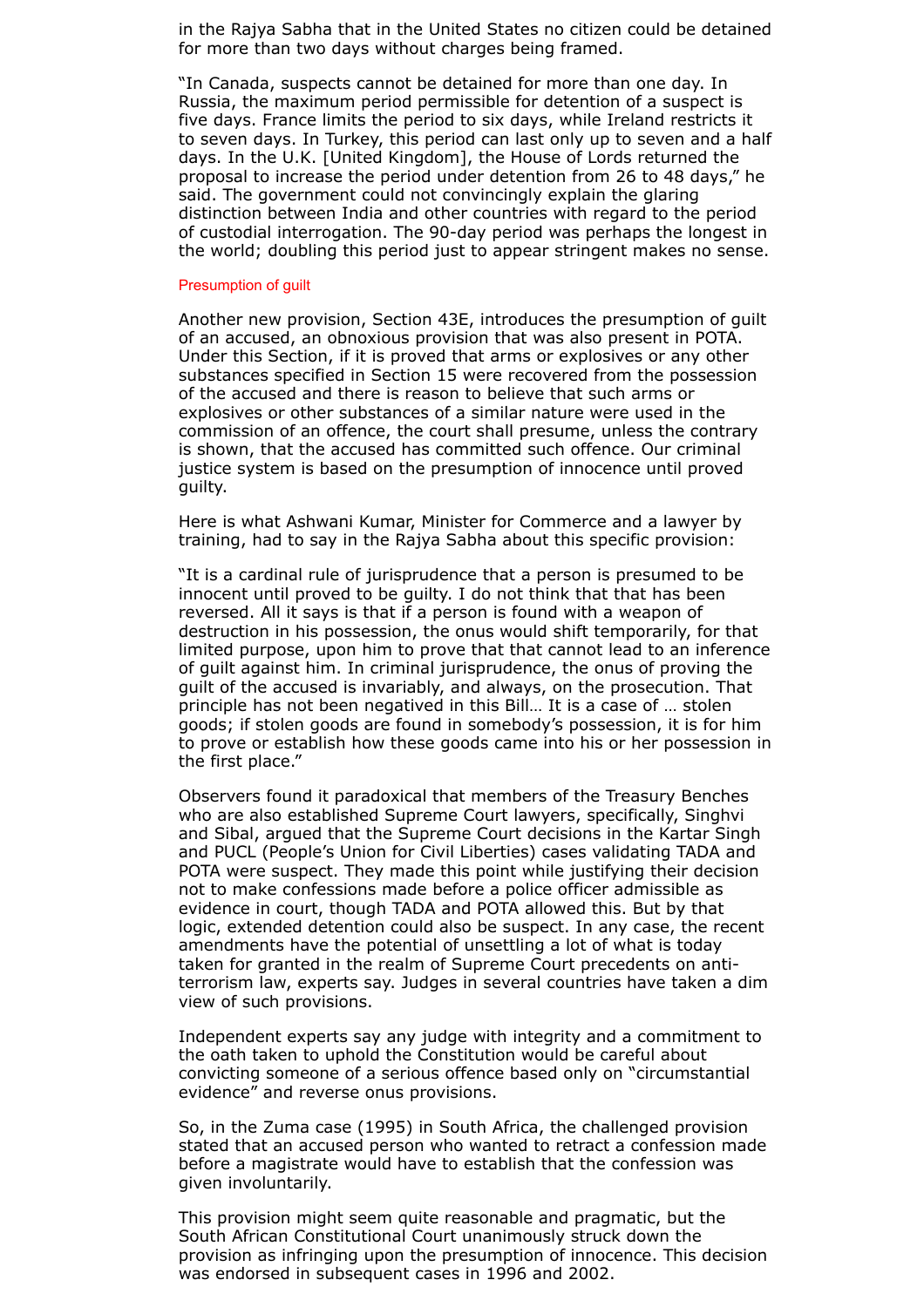in the Rajya Sabha that in the United States no citizen could be detained for more than two days without charges being framed.

"In Canada, suspects cannot be detained for more than one day. In Russia, the maximum period permissible for detention of a suspect is five days. France limits the period to six days, while Ireland restricts it to seven days. In Turkey, this period can last only up to seven and a half days. In the U.K. [United Kingdom], the House of Lords returned the proposal to increase the period under detention from 26 to 48 days," he said. The government could not convincingly explain the glaring distinction between India and other countries with regard to the period of custodial interrogation. The 90-day period was perhaps the longest in the world; doubling this period just to appear stringent makes no sense.

### Presumption of guilt

Another new provision, Section 43E, introduces the presumption of guilt of an accused, an obnoxious provision that was also present in POTA. Under this Section, if it is proved that arms or explosives or any other substances specified in Section 15 were recovered from the possession of the accused and there is reason to believe that such arms or explosives or other substances of a similar nature were used in the commission of an offence, the court shall presume, unless the contrary is shown, that the accused has committed such offence. Our criminal justice system is based on the presumption of innocence until proved guilty.

Here is what Ashwani Kumar, Minister for Commerce and a lawyer by training, had to say in the Rajya Sabha about this specific provision:

"It is a cardinal rule of jurisprudence that a person is presumed to be innocent until proved to be guilty. I do not think that that has been reversed. All it says is that if a person is found with a weapon of destruction in his possession, the onus would shift temporarily, for that limited purpose, upon him to prove that that cannot lead to an inference of guilt against him. In criminal jurisprudence, the onus of proving the guilt of the accused is invariably, and always, on the prosecution. That principle has not been negatived in this Bill… It is a case of … stolen goods; if stolen goods are found in somebody's possession, it is for him to prove or establish how these goods came into his or her possession in the first place."

Observers found it paradoxical that members of the Treasury Benches who are also established Supreme Court lawyers, specifically, Singhvi and Sibal, argued that the Supreme Court decisions in the Kartar Singh and PUCL (People's Union for Civil Liberties) cases validating TADA and POTA were suspect. They made this point while justifying their decision not to make confessions made before a police officer admissible as evidence in court, though TADA and POTA allowed this. But by that logic, extended detention could also be suspect. In any case, the recent amendments have the potential of unsettling a lot of what is today taken for granted in the realm of Supreme Court precedents on anti-terrorism law, experts say. Judges in several countries have taken a dim view of such provisions.

Independent experts say any judge with integrity and a commitment to the oath taken to uphold the Constitution would be careful about convicting someone of a serious offence based only on "circumstantial evidence" and reverse onus provisions.

So, in the Zuma case (1995) in South Africa, the challenged provision stated that an accused person who wanted to retract a confession made before a magistrate would have to establish that the confession was given involuntarily.

This provision might seem quite reasonable and pragmatic, but the South African Constitutional Court unanimously struck down the provision as infringing upon the presumption of innocence. This decision was endorsed in subsequent cases in 1996 and 2002.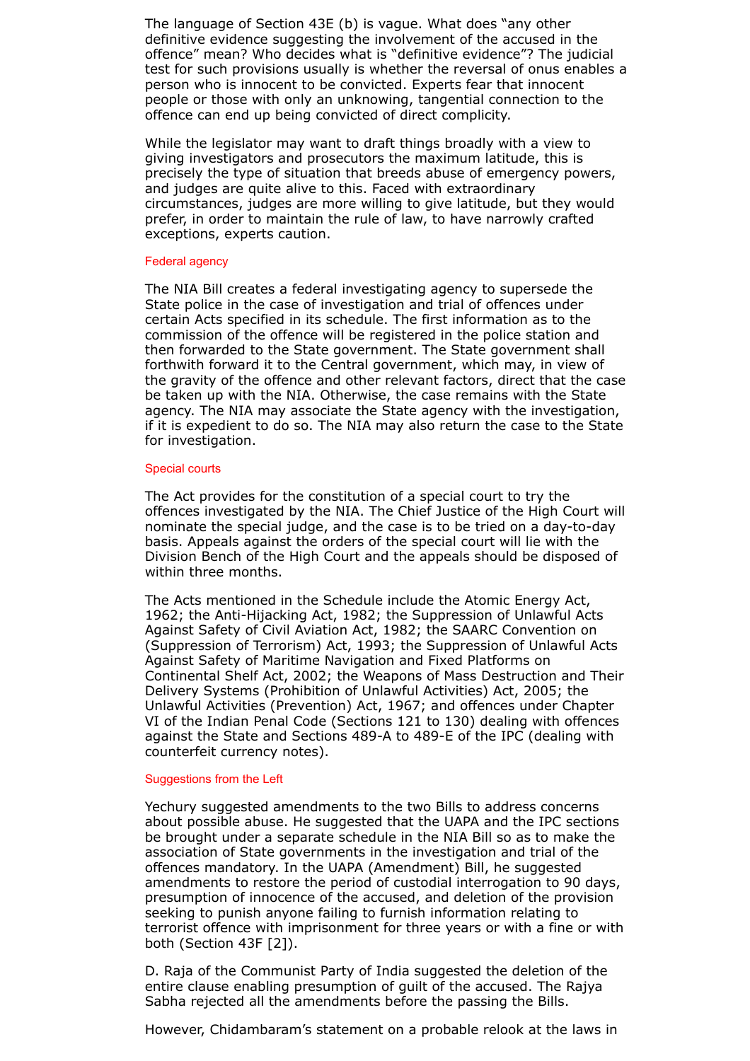The language of Section 43E (b) is vague. What does "any other definitive evidence suggesting the involvement of the accused in the offence" mean? Who decides what is "definitive evidence"? The judicial test for such provisions usually is whether the reversal of onus enables a person who is innocent to be convicted. Experts fear that innocent people or those with only an unknowing, tangential connection to the offence can end up being convicted of direct complicity.

While the legislator may want to draft things broadly with a view to giving investigators and prosecutors the maximum latitude, this is precisely the type of situation that breeds abuse of emergency powers, and judges are quite alive to this. Faced with extraordinary circumstances, judges are more willing to give latitude, but they would prefer, in order to maintain the rule of law, to have narrowly crafted exceptions, experts caution.

### Federal agency

The NIA Bill creates a federal investigating agency to supersede the State police in the case of investigation and trial of offences under certain Acts specified in its schedule. The first information as to the commission of the offence will be registered in the police station and then forwarded to the State government. The State government shall forthwith forward it to the Central government, which may, in view of the gravity of the offence and other relevant factors, direct that the case be taken up with the NIA. Otherwise, the case remains with the State agency. The NIA may associate the State agency with the investigation, if it is expedient to do so. The NIA may also return the case to the State for investigation.

### Special courts

The Act provides for the constitution of a special court to try the offences investigated by the NIA. The Chief Justice of the High Court will nominate the special judge, and the case is to be tried on a day-to-day basis. Appeals against the orders of the special court will lie with the Division Bench of the High Court and the appeals should be disposed of within three months.

The Acts mentioned in the Schedule include the Atomic Energy Act, 1962; the Anti-Hijacking Act, 1982; the Suppression of Unlawful Acts Against Safety of Civil Aviation Act, 1982; the SAARC Convention on (Suppression of Terrorism) Act, 1993; the Suppression of Unlawful Acts Against Safety of Maritime Navigation and Fixed Platforms on Continental Shelf Act, 2002; the Weapons of Mass Destruction and Their Delivery Systems (Prohibition of Unlawful Activities) Act, 2005; the Unlawful Activities (Prevention) Act, 1967; and offences under Chapter VI of the Indian Penal Code (Sections 121 to 130) dealing with offences against the State and Sections 489-A to 489-E of the IPC (dealing with counterfeit currency notes).

### Suggestions from the Left

Yechury suggested amendments to the two Bills to address concerns about possible abuse. He suggested that the UAPA and the IPC sections be brought under a separate schedule in the NIA Bill so as to make the association of State governments in the investigation and trial of the offences mandatory. In the UAPA (Amendment) Bill, he suggested amendments to restore the period of custodial interrogation to 90 days, presumption of innocence of the accused, and deletion of the provision seeking to punish anyone failing to furnish information relating to terrorist offence with imprisonment for three years or with a fine or with both (Section 43F [2]).

D. Raja of the Communist Party of India suggested the deletion of the entire clause enabling presumption of guilt of the accused. The Rajya Sabha rejected all the amendments before the passing the Bills.

However, Chidambaram's statement on a probable relook at the laws in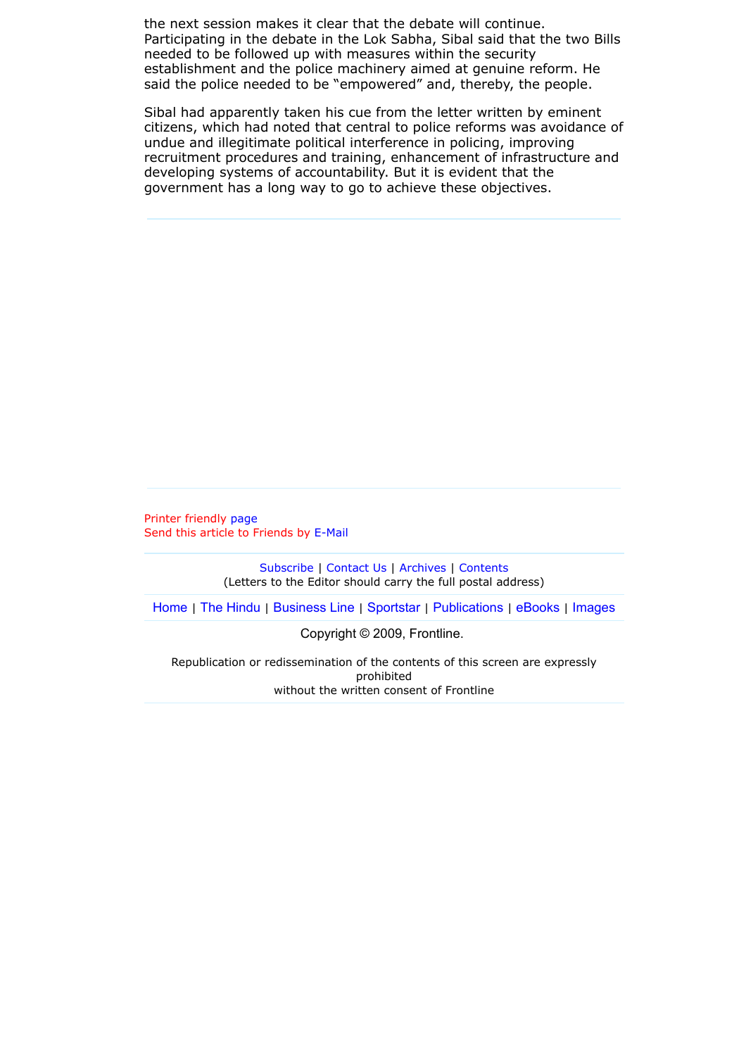the next session makes it clear that the debate will continue. Participating in the debate in the Lok Sabha, Sibal said that the two Bills needed to be followed up with measures within the security establishment and the police machinery aimed at genuine reform. He said the police needed to be "empowered" and, thereby, the people.

Sibal had apparently taken his cue from the letter written by eminent citizens, which had noted that central to police reforms was avoidance of undue and illegitimate political interference in policing, improving recruitment procedures and training, enhancement of infrastructure and developing systems of accountability. But it is evident that the government has a long way to go to achieve these objectives.

---

Printer friendly page
Send this article to Friends by E-Mail

Subscribe | Contact Us | Archives | Contents
(Letters to the Editor should carry the full postal address)

Home | The Hindu | Business Line | Sportstar | Publications | eBooks | Images

Copyright © 2009, Frontline.

Republication or redissemination of the contents of this screen are expressly prohibited without the written consent of Frontline